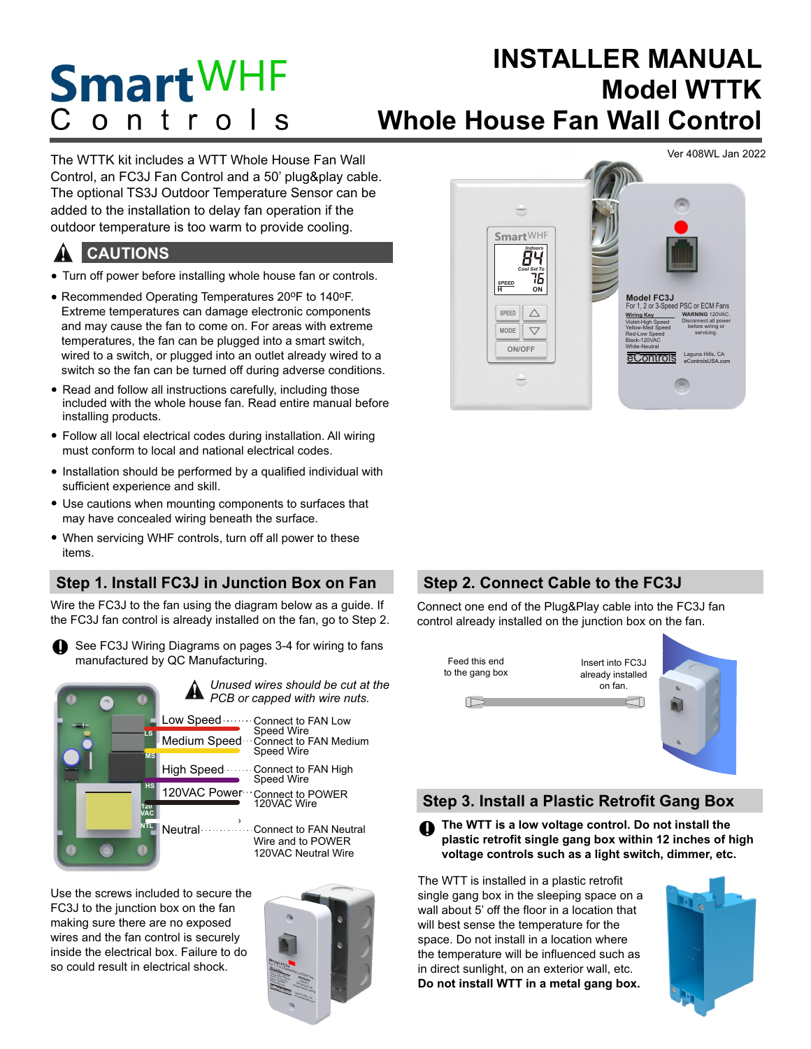# SmartWHF Controls

# INSTALLER MANUAL
# Model WTTK
# Whole House Fan Wall Control

Ver 408WL Jan 2022

The WTTK kit includes a WTT Whole House Fan Wall Control, an FC3J Fan Control and a 50' plug&play cable. The optional TS3J Outdoor Temperature Sensor can be added to the installation to delay fan operation if the outdoor temperature is too warm to provide cooling.

## CAUTIONS

- Turn off power before installing whole house fan or controls.
- Recommended Operating Temperatures 20ºF to 140ºF. Extreme temperatures can damage electronic components and may cause the fan to come on. For areas with extreme temperatures, the fan can be plugged into a smart switch, wired to a switch, or plugged into an outlet already wired to a switch so the fan can be turned off during adverse conditions.
- Read and follow all instructions carefully, including those included with the whole house fan. Read entire manual before installing products.
- Follow all local electrical codes during installation. All wiring must conform to local and national electrical codes.
- Installation should be performed by a qualified individual with sufficient experience and skill.
- Use cautions when mounting components to surfaces that may have concealed wiring beneath the surface.
- When servicing WHF controls, turn off all power to these items.

## Step 1. Install FC3J in Junction Box on Fan

Wire the FC3J to the fan using the diagram below as a guide. If the FC3J fan control is already installed on the fan, go to Step 2.

See FC3J Wiring Diagrams on pages 3-4 for wiring to fans manufactured by QC Manufacturing.

*Unused wires should be cut at the PCB or capped with wire nuts.*

- Low Speed — Connect to FAN Low Speed Wire
- Medium Speed — Connect to FAN Medium Speed Wire
- High Speed — Connect to FAN High Speed Wire
- 120VAC Power — Connect to POWER 120VAC Wire
- Neutral — Connect to FAN Neutral Wire and to POWER 120VAC Neutral Wire

Use the screws included to secure the FC3J to the junction box on the fan making sure there are no exposed wires and the fan control is securely inside the electrical box. Failure to do so could result in electrical shock.

## Step 2. Connect Cable to the FC3J

Connect one end of the Plug&Play cable into the FC3J fan control already installed on the junction box on the fan.

Feed this end to the gang box

Insert into FC3J already installed on fan.

## Step 3. Install a Plastic Retrofit Gang Box

**The WTT is a low voltage control. Do not install the plastic retrofit single gang box within 12 inches of high voltage controls such as a light switch, dimmer, etc.**

The WTT is installed in a plastic retrofit single gang box in the sleeping space on a wall about 5' off the floor in a location that will best sense the temperature for the space. Do not install in a location where the temperature will be influenced such as in direct sunlight, on an exterior wall, etc. **Do not install WTT in a metal gang box.**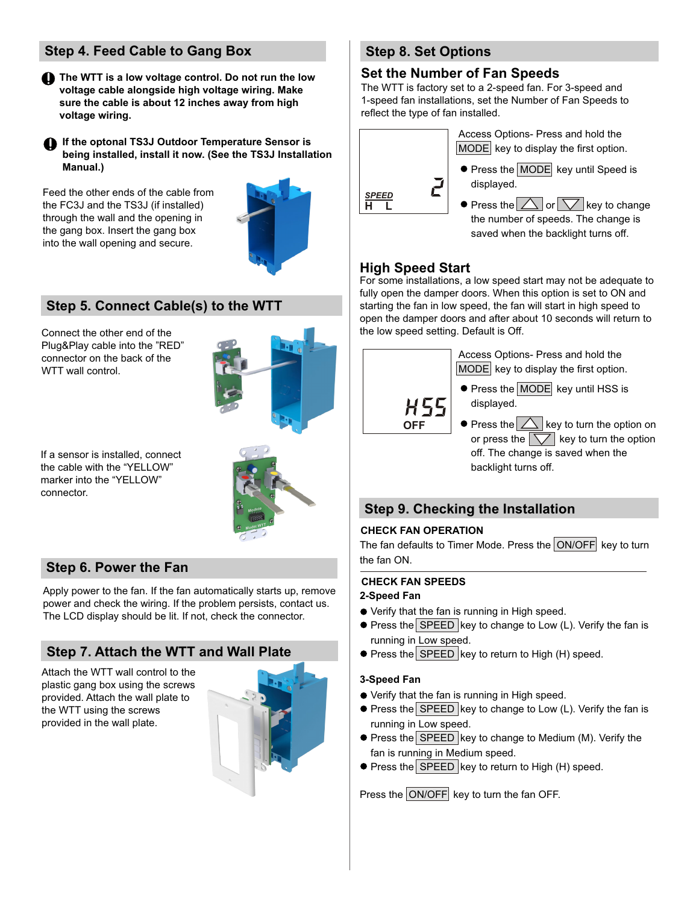## Step 4. Feed Cable to Gang Box

**The WTT is a low voltage control. Do not run the low voltage cable alongside high voltage wiring. Make sure the cable is about 12 inches away from high voltage wiring.**

**If the optonal TS3J Outdoor Temperature Sensor is being installed, install it now. (See the TS3J Installation Manual.)**

Feed the other ends of the cable from the FC3J and the TS3J (if installed) through the wall and the opening in the gang box. Insert the gang box into the wall opening and secure.

## Step 5. Connect Cable(s) to the WTT

Connect the other end of the Plug&Play cable into the "RED" connector on the back of the WTT wall control.

If a sensor is installed, connect the cable with the "YELLOW" marker into the "YELLOW" connector.

## Step 6. Power the Fan

Apply power to the fan. If the fan automatically starts up, remove power and check the wiring. If the problem persists, contact us. The LCD display should be lit. If not, check the connector.

## Step 7. Attach the WTT and Wall Plate

Attach the WTT wall control to the plastic gang box using the screws provided. Attach the wall plate to the WTT using the screws provided in the wall plate.

## Step 8. Set Options

### Set the Number of Fan Speeds

The WTT is factory set to a 2-speed fan. For 3-speed and 1-speed fan installations, set the Number of Fan Speeds to reflect the type of fan installed.

SPEED
H L
2

Access Options- Press and hold the MODE key to display the first option.

- Press the MODE key until Speed is displayed.
- Press the △ or ▽ key to change the number of speeds. The change is saved when the backlight turns off.

### High Speed Start

For some installations, a low speed start may not be adequate to fully open the damper doors. When this option is set to ON and starting the fan in low speed, the fan will start in high speed to open the damper doors and after about 10 seconds will return to the low speed setting. Default is Off.

HSS
OFF

Access Options- Press and hold the MODE key to display the first option.

- Press the MODE key until HSS is displayed.
- Press the △ key to turn the option on or press the ▽ key to turn the option off. The change is saved when the backlight turns off.

## Step 9. Checking the Installation

**CHECK FAN OPERATION**

The fan defaults to Timer Mode. Press the ON/OFF key to turn the fan ON.

**CHECK FAN SPEEDS**

**2-Speed Fan**

- Verify that the fan is running in High speed.
- Press the SPEED key to change to Low (L). Verify the fan is running in Low speed.
- Press the SPEED key to return to High (H) speed.

**3-Speed Fan**

- Verify that the fan is running in High speed.
- Press the SPEED key to change to Low (L). Verify the fan is running in Low speed.
- Press the SPEED key to change to Medium (M). Verify the fan is running in Medium speed.
- Press the SPEED key to return to High (H) speed.

Press the ON/OFF key to turn the fan OFF.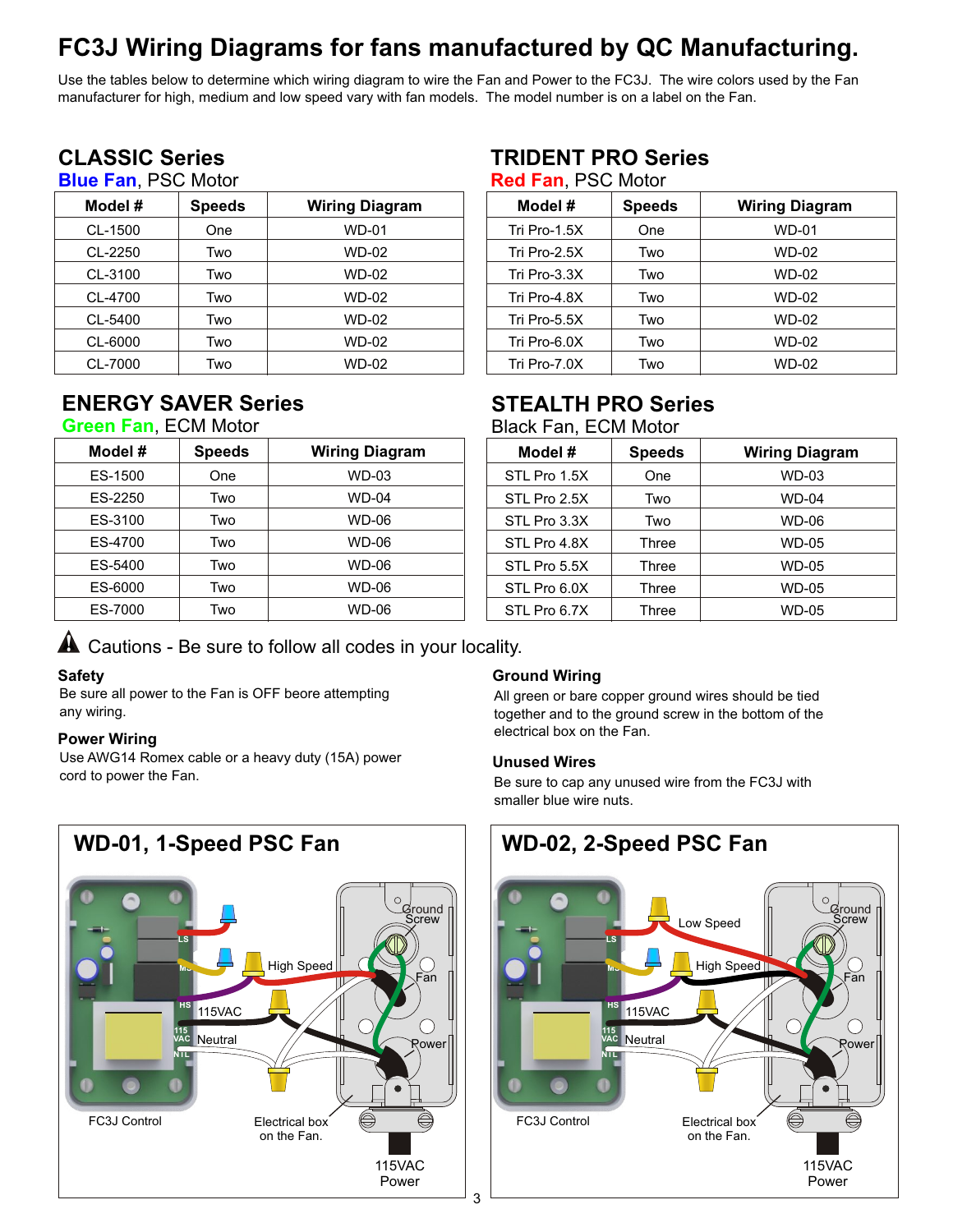# FC3J Wiring Diagrams for fans manufactured by QC Manufacturing.

Use the tables below to determine which wiring diagram to wire the Fan and Power to the FC3J. The wire colors used by the Fan manufacturer for high, medium and low speed vary with fan models. The model number is on a label on the Fan.

## CLASSIC Series

**Blue Fan**, PSC Motor

| Model # | Speeds | Wiring Diagram |
|---|---|---|
| CL-1500 | One | WD-01 |
| CL-2250 | Two | WD-02 |
| CL-3100 | Two | WD-02 |
| CL-4700 | Two | WD-02 |
| CL-5400 | Two | WD-02 |
| CL-6000 | Two | WD-02 |
| CL-7000 | Two | WD-02 |

## TRIDENT PRO Series

**Red Fan**, PSC Motor

| Model # | Speeds | Wiring Diagram |
|---|---|---|
| Tri Pro-1.5X | One | WD-01 |
| Tri Pro-2.5X | Two | WD-02 |
| Tri Pro-3.3X | Two | WD-02 |
| Tri Pro-4.8X | Two | WD-02 |
| Tri Pro-5.5X | Two | WD-02 |
| Tri Pro-6.0X | Two | WD-02 |
| Tri Pro-7.0X | Two | WD-02 |

## ENERGY SAVER Series

**Green Fan**, ECM Motor

| Model # | Speeds | Wiring Diagram |
|---|---|---|
| ES-1500 | One | WD-03 |
| ES-2250 | Two | WD-04 |
| ES-3100 | Two | WD-06 |
| ES-4700 | Two | WD-06 |
| ES-5400 | Two | WD-06 |
| ES-6000 | Two | WD-06 |
| ES-7000 | Two | WD-06 |

## STEALTH PRO Series

Black Fan, ECM Motor

| Model # | Speeds | Wiring Diagram |
|---|---|---|
| STL Pro 1.5X | One | WD-03 |
| STL Pro 2.5X | Two | WD-04 |
| STL Pro 3.3X | Two | WD-06 |
| STL Pro 4.8X | Three | WD-05 |
| STL Pro 5.5X | Three | WD-05 |
| STL Pro 6.0X | Three | WD-05 |
| STL Pro 6.7X | Three | WD-05 |

## ⚠ Cautions - Be sure to follow all codes in your locality.

### Safety

Be sure all power to the Fan is OFF beore attempting any wiring.

### Power Wiring

Use AWG14 Romex cable or a heavy duty (15A) power cord to power the Fan.

### Ground Wiring

All green or bare copper ground wires should be tied together and to the ground screw in the bottom of the electrical box on the Fan.

### Unused Wires

Be sure to cap any unused wire from the FC3J with smaller blue wire nuts.

## WD-01, 1-Speed PSC Fan

LS, MS, HS, 115 VAC, NTL

High Speed

115VAC

Neutral

Ground Screw

Fan

Power

FC3J Control

Electrical box on the Fan.

115VAC Power

## WD-02, 2-Speed PSC Fan

LS, MS, HS, 115 VAC, NTL

Low Speed

High Speed

115VAC

Neutral

Ground Screw

Fan

Power

FC3J Control

Electrical box on the Fan.

115VAC Power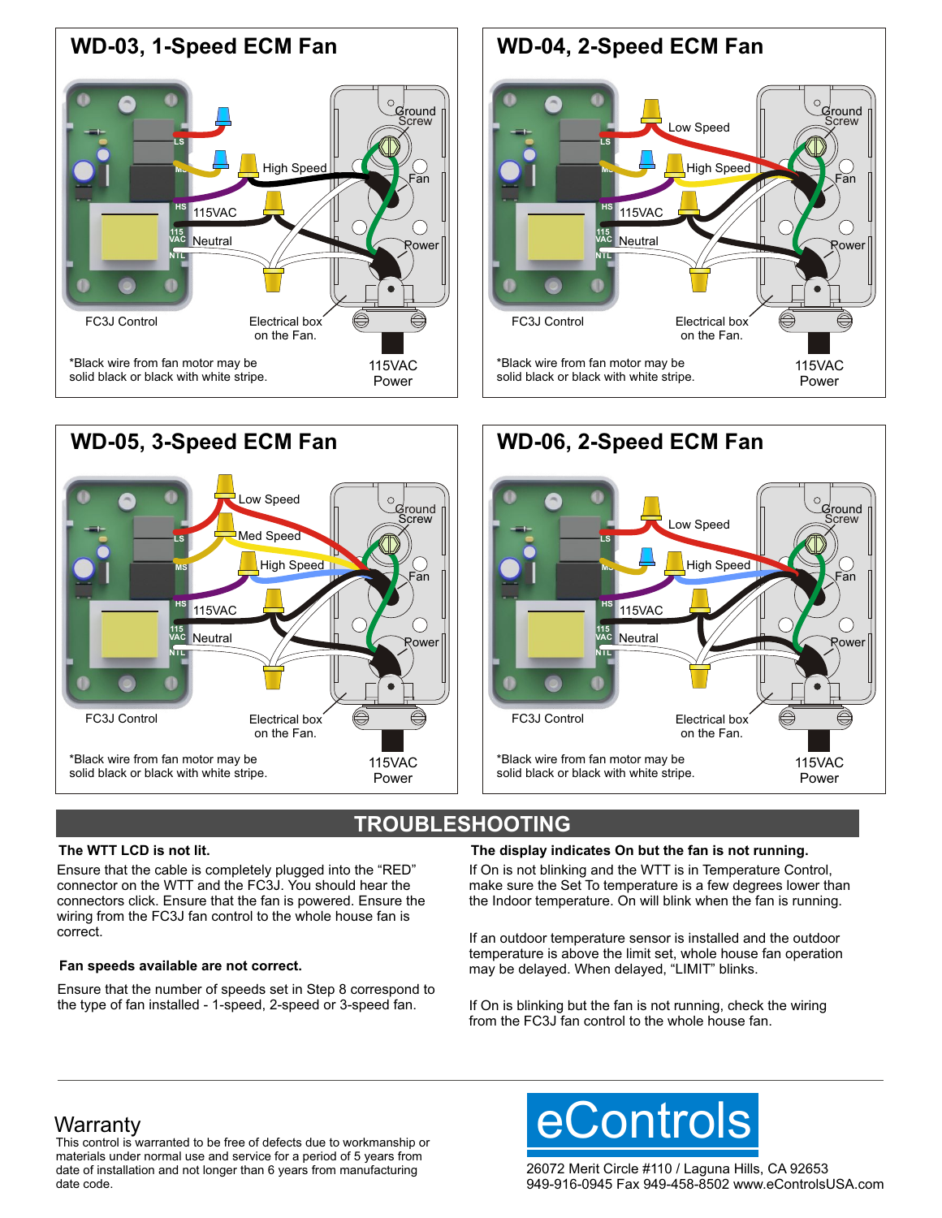## WD-03, 1-Speed ECM Fan

LS
MS
HS
115 VAC
NTL
High Speed
115VAC
Neutral
Ground Screw
Fan
Power
FC3J Control
Electrical box on the Fan.
*Black wire from fan motor may be solid black or black with white stripe.
115VAC Power

## WD-04, 2-Speed ECM Fan

LS
MS
HS
115 VAC
NTL
Low Speed
High Speed
115VAC
Neutral
Ground Screw
Fan
Power
FC3J Control
Electrical box on the Fan.
*Black wire from fan motor may be solid black or black with white stripe.
115VAC Power

## WD-05, 3-Speed ECM Fan

LS
MS
HS
115 VAC
NTL
Low Speed
Med Speed
High Speed
115VAC
Neutral
Ground Screw
Fan
Power
FC3J Control
Electrical box on the Fan.
*Black wire from fan motor may be solid black or black with white stripe.
115VAC Power

## WD-06, 2-Speed ECM Fan

LS
MS
HS
115 VAC
NTL
Low Speed
High Speed
115VAC
Neutral
Ground Screw
Fan
Power
FC3J Control
Electrical box on the Fan.
*Black wire from fan motor may be solid black or black with white stripe.
115VAC Power

## TROUBLESHOOTING

**The WTT LCD is not lit.**

Ensure that the cable is completely plugged into the "RED" connector on the WTT and the FC3J. You should hear the connectors click. Ensure that the fan is powered. Ensure the wiring from the FC3J fan control to the whole house fan is correct.

**Fan speeds available are not correct.**

Ensure that the number of speeds set in Step 8 correspond to the type of fan installed - 1-speed, 2-speed or 3-speed fan.

**The display indicates On but the fan is not running.**

If On is not blinking and the WTT is in Temperature Control, make sure the Set To temperature is a few degrees lower than the Indoor temperature. On will blink when the fan is running.

If an outdoor temperature sensor is installed and the outdoor temperature is above the limit set, whole house fan operation may be delayed. When delayed, "LIMIT" blinks.

If On is blinking but the fan is not running, check the wiring from the FC3J fan control to the whole house fan.

## Warranty

This control is warranted to be free of defects due to workmanship or materials under normal use and service for a period of 5 years from date of installation and not longer than 6 years from manufacturing date code.

eControls

26072 Merit Circle #110 / Laguna Hills, CA 92653
949-916-0945 Fax 949-458-8502 www.eControlsUSA.com